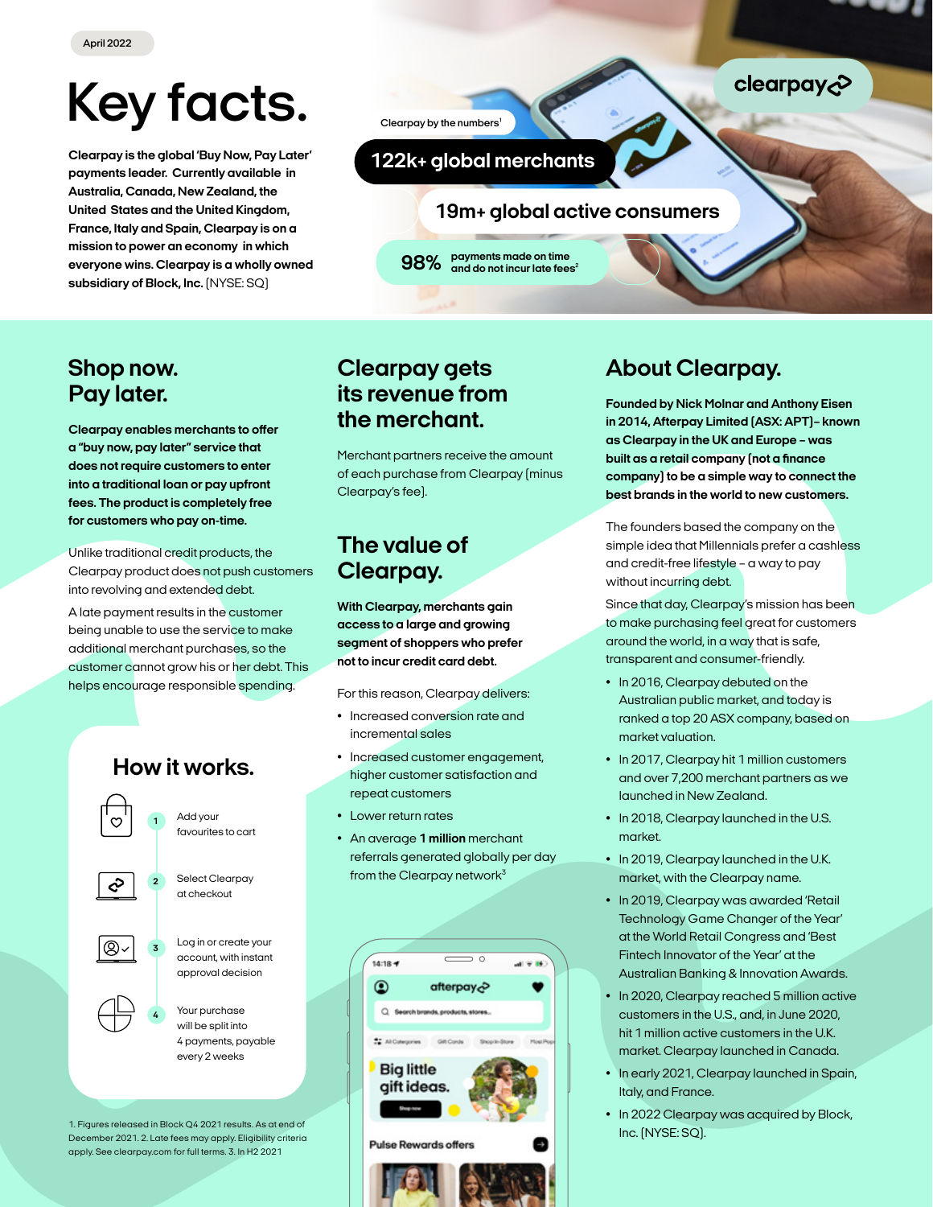April 2022

# Key facts.

**Clearpay is the global 'Buy Now, Pay Later' payments leader. Currently available in Australia, Canada, New Zealand, the United States and the United Kingdom, France, Italy and Spain, Clearpay is on a mission to power an economy in which everyone wins. Clearpay is a wholly owned subsidiary of Block, Inc.** [NYSE: SQ]

Clearpay by the numbers[1]

**122k+ global merchants**

**19m+ global active consumers**

**98%** payments made on time and do not incur late fees[2]

## Shop now. Pay later.

**Clearpay enables merchants to offer a "buy now, pay later" service that does not require customers to enter into a traditional loan or pay upfront fees. The product is completely free for customers who pay on-time.**

Unlike traditional credit products, the Clearpay product does not push customers into revolving and extended debt.

A late payment results in the customer being unable to use the service to make additional merchant purchases, so the customer cannot grow his or her debt. This helps encourage responsible spending.

### How it works.

1. Add your favourites to cart
2. Select Clearpay at checkout
3. Log in or create your account, with instant approval decision
4. Your purchase will be split into 4 payments, payable every 2 weeks

1. Figures released in Block Q4 2021 results. As at end of December 2021. 2. Late fees may apply. Eligibility criteria apply. See clearpay.com for full terms. 3. In H2 2021

## Clearpay gets its revenue from the merchant.

Merchant partners receive the amount of each purchase from Clearpay (minus Clearpay's fee).

## The value of Clearpay.

**With Clearpay, merchants gain access to a large and growing segment of shoppers who prefer not to incur credit card debt.**

For this reason, Clearpay delivers:

- Increased conversion rate and incremental sales
- Increased customer engagement, higher customer satisfaction and repeat customers
- Lower return rates
- An average **1 million** merchant referrals generated globally per day from the Clearpay network[3]

## About Clearpay.

**Founded by Nick Molnar and Anthony Eisen in 2014, Afterpay Limited (ASX: APT)– known as Clearpay in the UK and Europe – was built as a retail company (not a finance company) to be a simple way to connect the best brands in the world to new customers.**

The founders based the company on the simple idea that Millennials prefer a cashless and credit-free lifestyle – a way to pay without incurring debt.

Since that day, Clearpay's mission has been to make purchasing feel great for customers around the world, in a way that is safe, transparent and consumer-friendly.

- In 2016, Clearpay debuted on the Australian public market, and today is ranked a top 20 ASX company, based on market valuation.
- In 2017, Clearpay hit 1 million customers and over 7,200 merchant partners as we launched in New Zealand.
- In 2018, Clearpay launched in the U.S. market.
- In 2019, Clearpay launched in the U.K. market, with the Clearpay name.
- In 2019, Clearpay was awarded 'Retail Technology Game Changer of the Year' at the World Retail Congress and 'Best Fintech Innovator of the Year' at the Australian Banking & Innovation Awards.
- In 2020, Clearpay reached 5 million active customers in the U.S., and, in June 2020, hit 1 million active customers in the U.K. market. Clearpay launched in Canada.
- In early 2021, Clearpay launched in Spain, Italy, and France.
- In 2022 Clearpay was acquired by Block, Inc. (NYSE: SQ).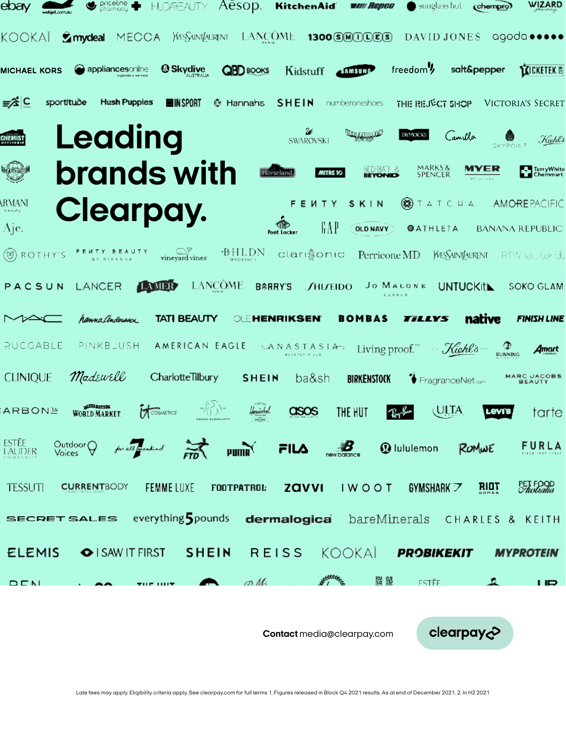# Leading brands with Clearpay.

ebay | webjet.com.au | priceline pharmacy | HUDA BEAUTY | Aesop. | KitchenAid | Repco | sunglass hut | chempro | WIZARD pharmacy

KOOKAÏ | mydeal | MECCA | YVES SAINT LAURENT | LANCÔME PARIS | 1300 SMILES | DAVID JONES | agoda

MICHAEL KORS | appliancesonline | Skydive AUSTRALIA | QBD BOOKS | Kidstuff | SAMSUNG | freedom | salt&pepper | TICKETEK

sportitude | Hush Puppies | INSPORT | Hannahs | SHEIN | numberoneshoes | THE REJECT SHOP | VICTORIA'S SECRET

CHEMIST WAREHOUSE | SWAROVSKI | DYMOCKS | Camilla | SKYPOINT | Kiehl's

Horseland | MITRE 10 | BED BATH & BEYOND | MARKS & SPENCER | MYER | TerryWhite Chemmart

ARMANI beauty | FENTY SKIN | TATCHA | AMOREPACIFIC

Aje. | Foot Locker | GAP | OLD NAVY | ATHLETA | BANANA REPUBLIC

ROTHY'S | FENTY BEAUTY BY RIHANNA | vineyard vines | BHLDN WEDDINGS | clarisonic | Perricone MD | YVES SAINT LAURENT

PACSUN | LANCER | LA MER | LANCÔME PARIS | BARRY'S | SHISEIDO | Jo Malone London | UNTUCKit | SOKO GLAM

MAC | hanna Andersson | TATI BEAUTY | OLEHENRIKSEN | BOMBAS | TILLYS | native | FINISH LINE

RUGGABLE | PINKBLUSH | AMERICAN EAGLE | ANASTASIA BEVERLY HILLS | Living proof. | Kiehl's | RUNNING | Amart

CLINIQUE | Madewell | Charlotte Tilbury | SHEIN | ba&sh | BIRKENSTOCK | FragranceNet.com | MARC JACOBS BEAUTY

CARBON38 | WORLD MARKET | it COSMETICS | Herschel | asos | THE HUT | Ray-Ban | ULTA | Levi's | tarte

ESTÉE LAUDER COMPANIES | Outdoor Voices | for all mankind | FTD | PUMA | FILA | new balance | lululemon | ROMWE | FURLA

TESSUTI | CURRENTBODY | FEMME LUXE | FOOTPATROL | zavvi | IWOOT | GYMSHARK | RIOT GAMES | PET FOOD Australia

SECRET SALES | everything 5 pounds | dermalogica | bareMinerals | CHARLES & KEITH

ELEMIS | I SAW IT FIRST | SHEIN | REISS | KOOKAÏ | PROBIKEKIT | MYPROTEIN

**Contact** media@clearpay.com

clearpay

Late fees may apply. Eligibility criteria apply. See clearpay.com for full terms 1. Figures released in Block Q4 2021 results. As at end of December 2021. 2. In H2 2021